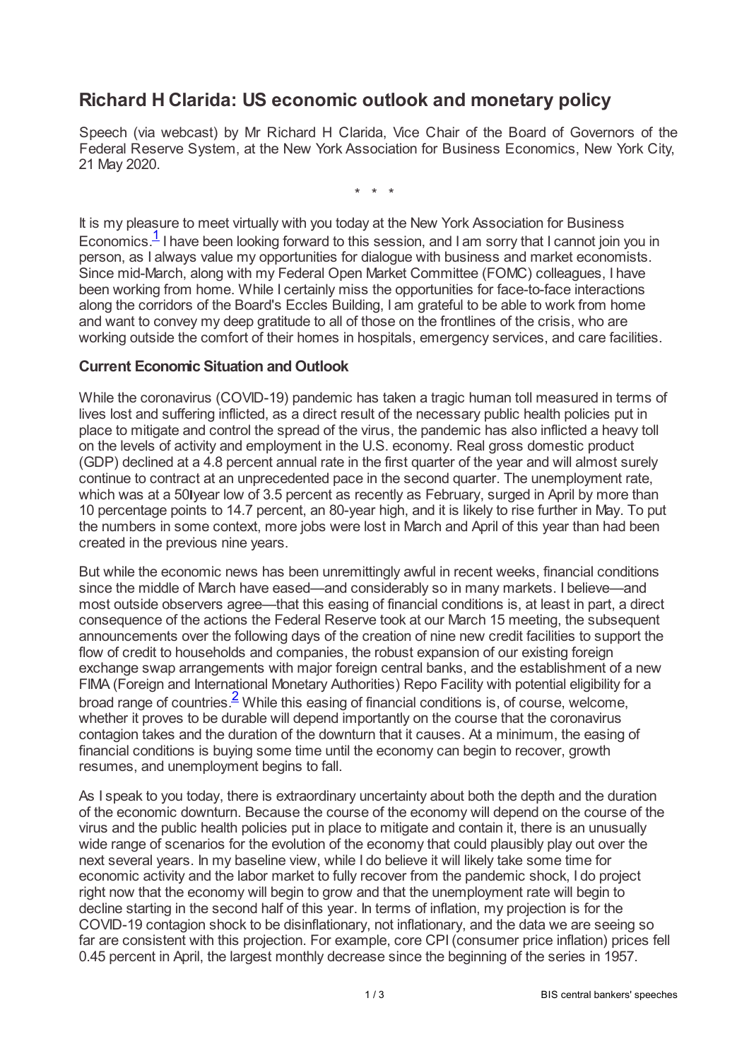# Richard H Clarida: US economic outlook and monetary policy

Speech (via webcast) by Mr Richard H Clarida, Vice Chair of the Board of Governors of the Federal Reserve System, at the New York Association for Business Economics, New York City, 21 May 2020.

\* \* \*

It is my pleasure to meet virtually with you today at the New York Association for Business Economics.[1] I have been looking forward to this session, and I am sorry that I cannot join you in person, as I always value my opportunities for dialogue with business and market economists. Since mid-March, along with my Federal Open Market Committee (FOMC) colleagues, I have been working from home. While I certainly miss the opportunities for face-to-face interactions along the corridors of the Board's Eccles Building, I am grateful to be able to work from home and want to convey my deep gratitude to all of those on the frontlines of the crisis, who are working outside the comfort of their homes in hospitals, emergency services, and care facilities.

### Current Economic Situation and Outlook

While the coronavirus (COVID-19) pandemic has taken a tragic human toll measured in terms of lives lost and suffering inflicted, as a direct result of the necessary public health policies put in place to mitigate and control the spread of the virus, the pandemic has also inflicted a heavy toll on the levels of activity and employment in the U.S. economy. Real gross domestic product (GDP) declined at a 4.8 percent annual rate in the first quarter of the year and will almost surely continue to contract at an unprecedented pace in the second quarter. The unemployment rate, which was at a 50-year low of 3.5 percent as recently as February, surged in April by more than 10 percentage points to 14.7 percent, an 80-year high, and it is likely to rise further in May. To put the numbers in some context, more jobs were lost in March and April of this year than had been created in the previous nine years.

But while the economic news has been unremittingly awful in recent weeks, financial conditions since the middle of March have eased—and considerably so in many markets. I believe—and most outside observers agree—that this easing of financial conditions is, at least in part, a direct consequence of the actions the Federal Reserve took at our March 15 meeting, the subsequent announcements over the following days of the creation of nine new credit facilities to support the flow of credit to households and companies, the robust expansion of our existing foreign exchange swap arrangements with major foreign central banks, and the establishment of a new FIMA (Foreign and International Monetary Authorities) Repo Facility with potential eligibility for a broad range of countries.[2] While this easing of financial conditions is, of course, welcome, whether it proves to be durable will depend importantly on the course that the coronavirus contagion takes and the duration of the downturn that it causes. At a minimum, the easing of financial conditions is buying some time until the economy can begin to recover, growth resumes, and unemployment begins to fall.

As I speak to you today, there is extraordinary uncertainty about both the depth and the duration of the economic downturn. Because the course of the economy will depend on the course of the virus and the public health policies put in place to mitigate and contain it, there is an unusually wide range of scenarios for the evolution of the economy that could plausibly play out over the next several years. In my baseline view, while I do believe it will likely take some time for economic activity and the labor market to fully recover from the pandemic shock, I do project right now that the economy will begin to grow and that the unemployment rate will begin to decline starting in the second half of this year. In terms of inflation, my projection is for the COVID-19 contagion shock to be disinflationary, not inflationary, and the data we are seeing so far are consistent with this projection. For example, core CPI (consumer price inflation) prices fell 0.45 percent in April, the largest monthly decrease since the beginning of the series in 1957.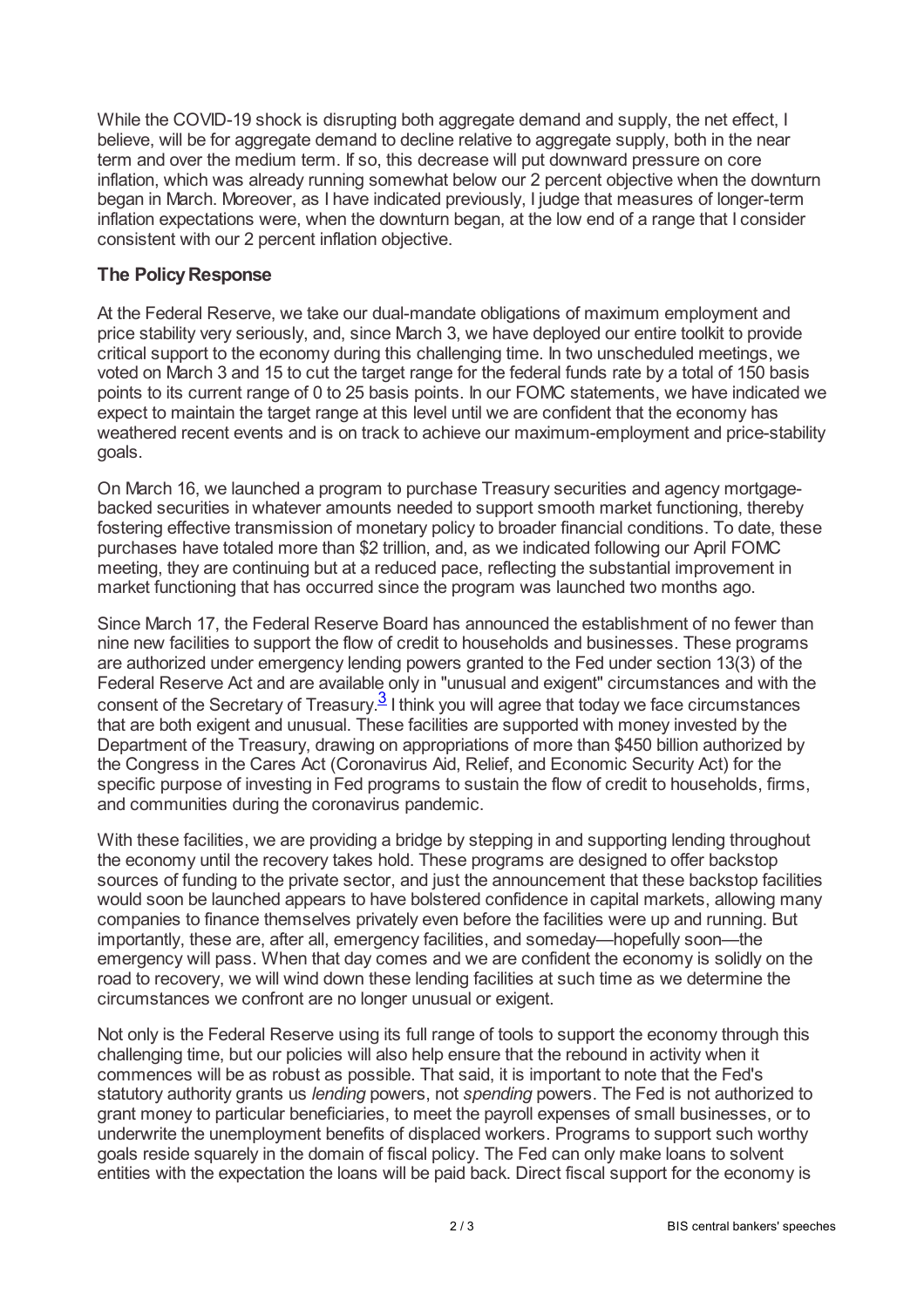While the COVID-19 shock is disrupting both aggregate demand and supply, the net effect, I believe, will be for aggregate demand to decline relative to aggregate supply, both in the near term and over the medium term. If so, this decrease will put downward pressure on core inflation, which was already running somewhat below our 2 percent objective when the downturn began in March. Moreover, as I have indicated previously, I judge that measures of longer-term inflation expectations were, when the downturn began, at the low end of a range that I consider consistent with our 2 percent inflation objective.

### The Policy Response

At the Federal Reserve, we take our dual-mandate obligations of maximum employment and price stability very seriously, and, since March 3, we have deployed our entire toolkit to provide critical support to the economy during this challenging time. In two unscheduled meetings, we voted on March 3 and 15 to cut the target range for the federal funds rate by a total of 150 basis points to its current range of 0 to 25 basis points. In our FOMC statements, we have indicated we expect to maintain the target range at this level until we are confident that the economy has weathered recent events and is on track to achieve our maximum-employment and price-stability goals.

On March 16, we launched a program to purchase Treasury securities and agency mortgage-backed securities in whatever amounts needed to support smooth market functioning, thereby fostering effective transmission of monetary policy to broader financial conditions. To date, these purchases have totaled more than $2 trillion, and, as we indicated following our April FOMC meeting, they are continuing but at a reduced pace, reflecting the substantial improvement in market functioning that has occurred since the program was launched two months ago.

Since March 17, the Federal Reserve Board has announced the establishment of no fewer than nine new facilities to support the flow of credit to households and businesses. These programs are authorized under emergency lending powers granted to the Fed under section 13(3) of the Federal Reserve Act and are available only in "unusual and exigent" circumstances and with the consent of the Secretary of Treasury.[3] I think you will agree that today we face circumstances that are both exigent and unusual. These facilities are supported with money invested by the Department of the Treasury, drawing on appropriations of more than $450 billion authorized by the Congress in the Cares Act (Coronavirus Aid, Relief, and Economic Security Act) for the specific purpose of investing in Fed programs to sustain the flow of credit to households, firms, and communities during the coronavirus pandemic.

With these facilities, we are providing a bridge by stepping in and supporting lending throughout the economy until the recovery takes hold. These programs are designed to offer backstop sources of funding to the private sector, and just the announcement that these backstop facilities would soon be launched appears to have bolstered confidence in capital markets, allowing many companies to finance themselves privately even before the facilities were up and running. But importantly, these are, after all, emergency facilities, and someday—hopefully soon—the emergency will pass. When that day comes and we are confident the economy is solidly on the road to recovery, we will wind down these lending facilities at such time as we determine the circumstances we confront are no longer unusual or exigent.

Not only is the Federal Reserve using its full range of tools to support the economy through this challenging time, but our policies will also help ensure that the rebound in activity when it commences will be as robust as possible. That said, it is important to note that the Fed's statutory authority grants us *lending* powers, not *spending* powers. The Fed is not authorized to grant money to particular beneficiaries, to meet the payroll expenses of small businesses, or to underwrite the unemployment benefits of displaced workers. Programs to support such worthy goals reside squarely in the domain of fiscal policy. The Fed can only make loans to solvent entities with the expectation the loans will be paid back. Direct fiscal support for the economy is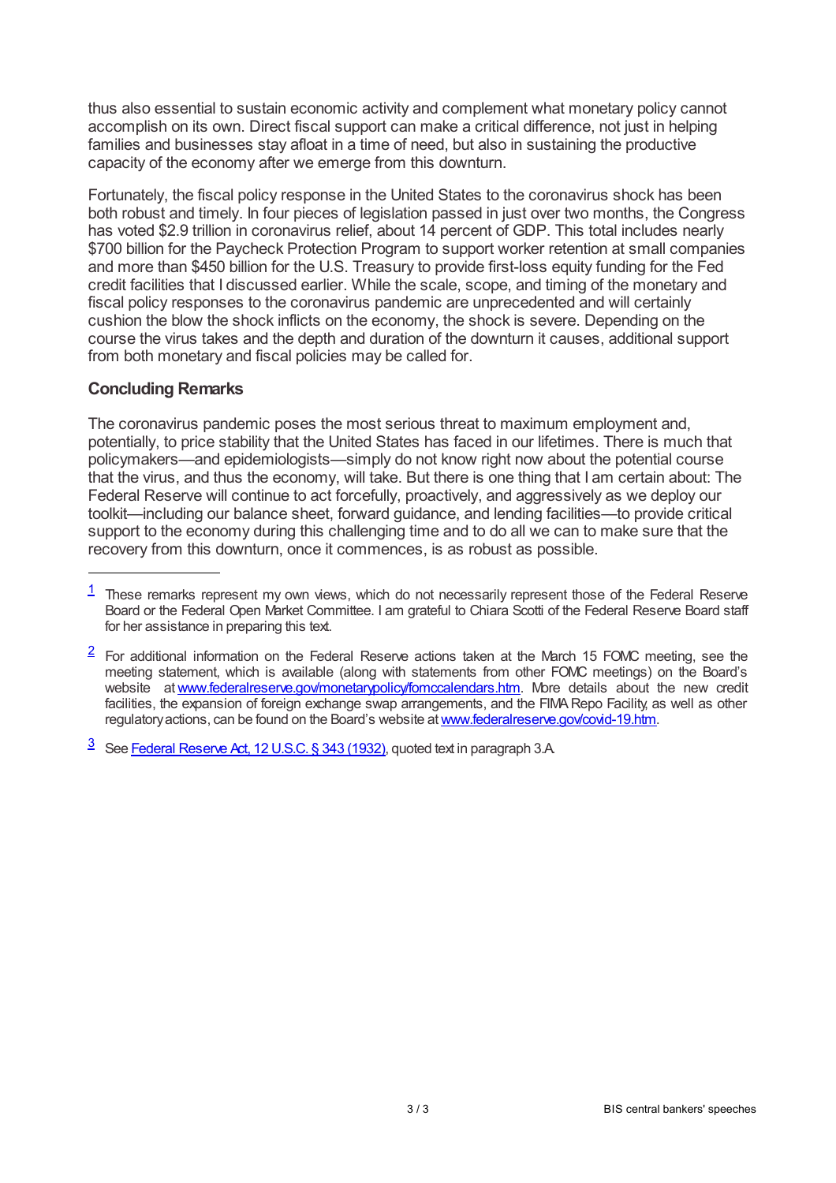thus also essential to sustain economic activity and complement what monetary policy cannot accomplish on its own. Direct fiscal support can make a critical difference, not just in helping families and businesses stay afloat in a time of need, but also in sustaining the productive capacity of the economy after we emerge from this downturn.

Fortunately, the fiscal policy response in the United States to the coronavirus shock has been both robust and timely. In four pieces of legislation passed in just over two months, the Congress has voted $2.9 trillion in coronavirus relief, about 14 percent of GDP. This total includes nearly $700 billion for the Paycheck Protection Program to support worker retention at small companies and more than $450 billion for the U.S. Treasury to provide first-loss equity funding for the Fed credit facilities that I discussed earlier. While the scale, scope, and timing of the monetary and fiscal policy responses to the coronavirus pandemic are unprecedented and will certainly cushion the blow the shock inflicts on the economy, the shock is severe. Depending on the course the virus takes and the depth and duration of the downturn it causes, additional support from both monetary and fiscal policies may be called for.

### Concluding Remarks

The coronavirus pandemic poses the most serious threat to maximum employment and, potentially, to price stability that the United States has faced in our lifetimes. There is much that policymakers—and epidemiologists—simply do not know right now about the potential course that the virus, and thus the economy, will take. But there is one thing that I am certain about: The Federal Reserve will continue to act forcefully, proactively, and aggressively as we deploy our toolkit—including our balance sheet, forward guidance, and lending facilities—to provide critical support to the economy during this challenging time and to do all we can to make sure that the recovery from this downturn, once it commences, is as robust as possible.

---

[1] These remarks represent my own views, which do not necessarily represent those of the Federal Reserve Board or the Federal Open Market Committee. I am grateful to Chiara Scotti of the Federal Reserve Board staff for her assistance in preparing this text.

[2] For additional information on the Federal Reserve actions taken at the March 15 FOMC meeting, see the meeting statement, which is available (along with statements from other FOMC meetings) on the Board's website at www.federalreserve.gov/monetarypolicy/fomccalendars.htm. More details about the new credit facilities, the expansion of foreign exchange swap arrangements, and the FIMA Repo Facility, as well as other regulatory actions, can be found on the Board's website at www.federalreserve.gov/covid-19.htm.

[3] See Federal Reserve Act, 12 U.S.C. § 343 (1932), quoted text in paragraph 3.A.